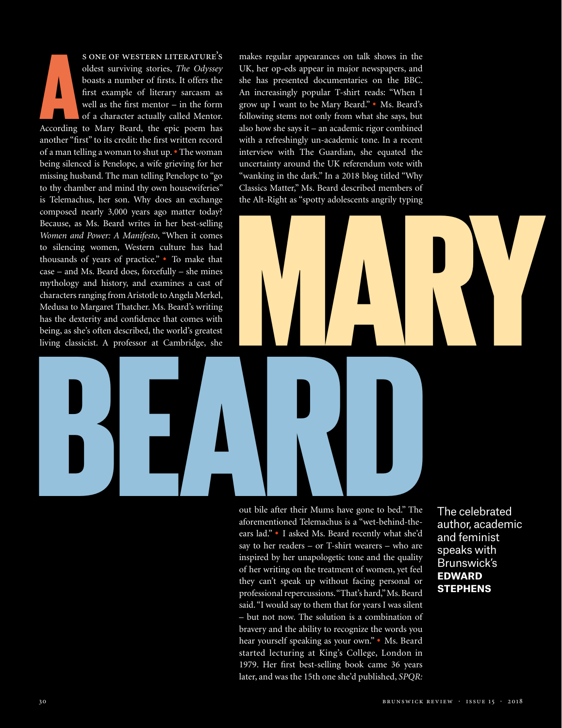# MARY BEARD

The celebrated author, academic and feminist speaks with Brunswick's **EDWARD STEPHENS**

As one of Western literature's oldest surviving stories, *The Odyssey* boasts a number of firsts. It offers the first example of literary sarcasm as well as the first mentor – in the form of a character actually called Mentor. According to Mary Beard, the epic poem has another "first" to its credit: the first written record of a man telling a woman to shut up. • The woman being silenced is Penelope, a wife grieving for her missing husband. The man telling Penelope to "go to thy chamber and mind thy own housewiferies" is Telemachus, her son. Why does an exchange composed nearly 3,000 years ago matter today? Because, as Ms. Beard writes in her best-selling *Women and Power: A Manifesto*, "When it comes to silencing women, Western culture has had thousands of years of practice." • To make that case – and Ms. Beard does, forcefully – she mines mythology and history, and examines a cast of characters ranging from Aristotle to Angela Merkel, Medusa to Margaret Thatcher. Ms. Beard's writing has the dexterity and confidence that comes with being, as she's often described, the world's greatest living classicist. A professor at Cambridge, she makes regular appearances on talk shows in the UK, her op-eds appear in major newspapers, and she has presented documentaries on the BBC. An increasingly popular T-shirt reads: "When I grow up I want to be Mary Beard." • Ms. Beard's following stems not only from what she says, but also how she says it – an academic rigor combined with a refreshingly un-academic tone. In a recent interview with The Guardian, she equated the uncertainty around the UK referendum vote with "wanking in the dark." In a 2018 blog titled "Why Classics Matter," Ms. Beard described members of the Alt-Right as "spotty adolescents angrily typing out bile after their Mums have gone to bed." The aforementioned Telemachus is a "wet-behind-the-ears lad." • I asked Ms. Beard recently what she'd say to her readers – or T-shirt wearers – who are inspired by her unapologetic tone and the quality of her writing on the treatment of women, yet feel they can't speak up without facing personal or professional repercussions. "That's hard," Ms. Beard said. "I would say to them that for years I was silent – but not now. The solution is a combination of bravery and the ability to recognize the words you hear yourself speaking as your own." • Ms. Beard started lecturing at King's College, London in 1979. Her first best-selling book came 36 years later, and was the 15th one she'd published, *SPQR:*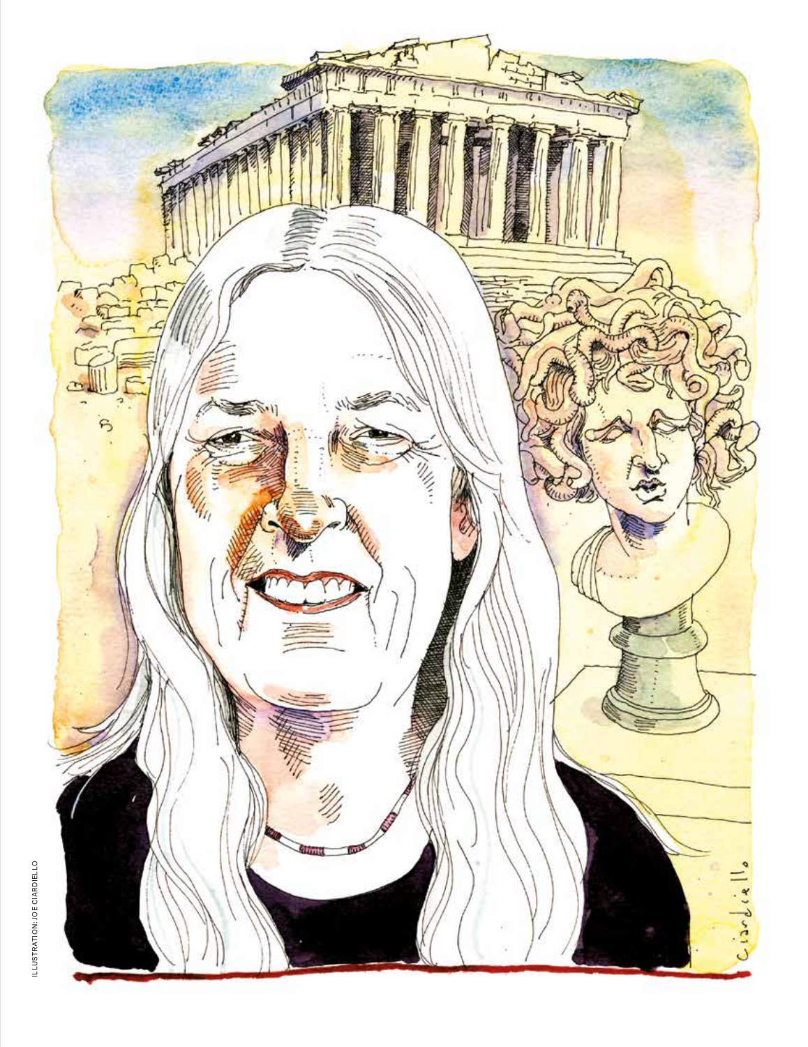ILLUSTRATION: JOE CIARDIELLO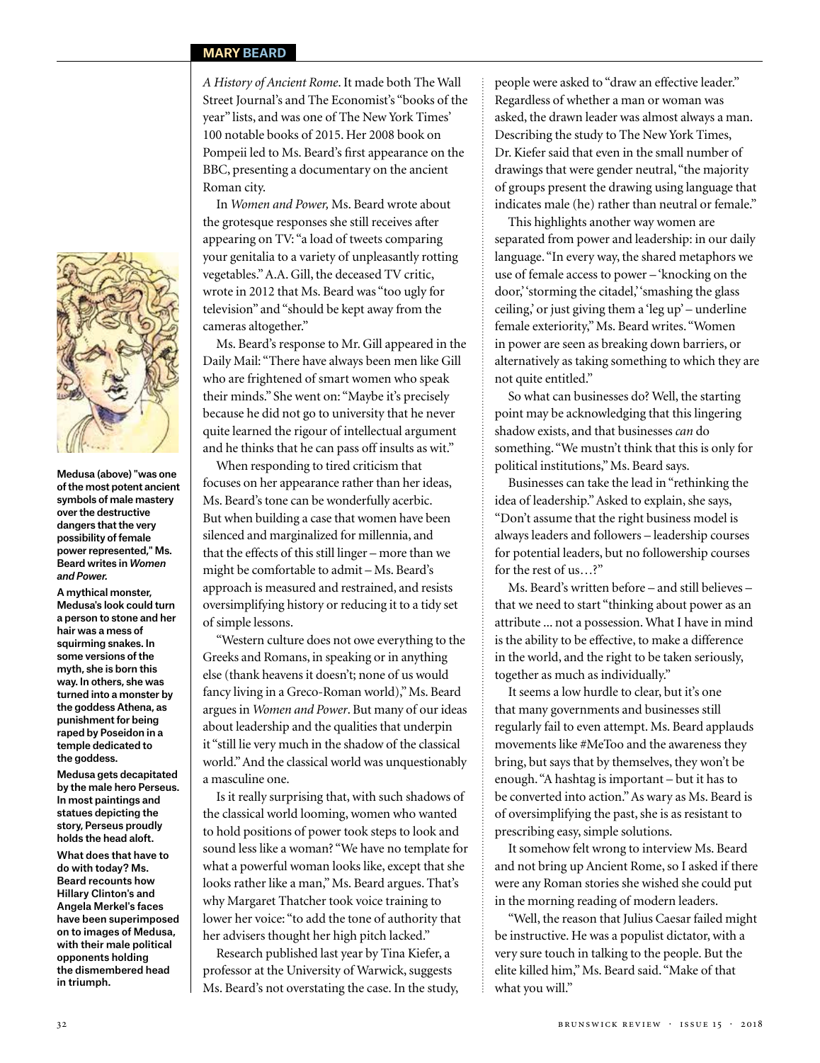*A History of Ancient Rome*. It made both The Wall Street Journal's and The Economist's "books of the year" lists, and was one of The New York Times' 100 notable books of 2015. Her 2008 book on Pompeii led to Ms. Beard's first appearance on the BBC, presenting a documentary on the ancient Roman city.

In *Women and Power,* Ms. Beard wrote about the grotesque responses she still receives after appearing on TV: "a load of tweets comparing your genitalia to a variety of unpleasantly rotting vegetables." A.A. Gill, the deceased TV critic, wrote in 2012 that Ms. Beard was "too ugly for television" and "should be kept away from the cameras altogether."

Ms. Beard's response to Mr. Gill appeared in the Daily Mail: "There have always been men like Gill who are frightened of smart women who speak their minds." She went on: "Maybe it's precisely because he did not go to university that he never quite learned the rigour of intellectual argument and he thinks that he can pass off insults as wit."

When responding to tired criticism that focuses on her appearance rather than her ideas, Ms. Beard's tone can be wonderfully acerbic. But when building a case that women have been silenced and marginalized for millennia, and that the effects of this still linger – more than we might be comfortable to admit – Ms. Beard's approach is measured and restrained, and resists oversimplifying history or reducing it to a tidy set of simple lessons.

"Western culture does not owe everything to the Greeks and Romans, in speaking or in anything else (thank heavens it doesn't; none of us would fancy living in a Greco-Roman world)," Ms. Beard argues in *Women and Power*. But many of our ideas about leadership and the qualities that underpin it "still lie very much in the shadow of the classical world." And the classical world was unquestionably a masculine one.

Is it really surprising that, with such shadows of the classical world looming, women who wanted to hold positions of power took steps to look and sound less like a woman? "We have no template for what a powerful woman looks like, except that she looks rather like a man," Ms. Beard argues. That's why Margaret Thatcher took voice training to lower her voice: "to add the tone of authority that her advisers thought her high pitch lacked."

Research published last year by Tina Kiefer, a professor at the University of Warwick, suggests Ms. Beard's not overstating the case. In the study, people were asked to "draw an effective leader." Regardless of whether a man or woman was asked, the drawn leader was almost always a man. Describing the study to The New York Times, Dr. Kiefer said that even in the small number of drawings that were gender neutral, "the majority of groups present the drawing using language that indicates male (he) rather than neutral or female."

This highlights another way women are separated from power and leadership: in our daily language. "In every way, the shared metaphors we use of female access to power – 'knocking on the door,' 'storming the citadel,' 'smashing the glass ceiling,' or just giving them a 'leg up' – underline female exteriority," Ms. Beard writes. "Women in power are seen as breaking down barriers, or alternatively as taking something to which they are not quite entitled."

So what can businesses do? Well, the starting point may be acknowledging that this lingering shadow exists, and that businesses *can* do something. "We mustn't think that this is only for political institutions," Ms. Beard says.

Businesses can take the lead in "rethinking the idea of leadership." Asked to explain, she says, "Don't assume that the right business model is always leaders and followers – leadership courses for potential leaders, but no followership courses for the rest of us…?"

Ms. Beard's written before – and still believes – that we need to start "thinking about power as an attribute … not a possession. What I have in mind is the ability to be effective, to make a difference in the world, and the right to be taken seriously, together as much as individually."

It seems a low hurdle to clear, but it's one that many governments and businesses still regularly fail to even attempt. Ms. Beard applauds movements like #MeToo and the awareness they bring, but says that by themselves, they won't be enough. "A hashtag is important – but it has to be converted into action." As wary as Ms. Beard is of oversimplifying the past, she is as resistant to prescribing easy, simple solutions.

It somehow felt wrong to interview Ms. Beard and not bring up Ancient Rome, so I asked if there were any Roman stories she wished she could put in the morning reading of modern leaders.

"Well, the reason that Julius Caesar failed might be instructive. He was a populist dictator, with a very sure touch in talking to the people. But the elite killed him," Ms. Beard said. "Make of that what you will."

**Medusa (above) "was one of the most potent ancient symbols of male mastery over the destructive dangers that the very possibility of female power represented," Ms. Beard writes in *Women and Power.***

**A mythical monster, Medusa's look could turn a person to stone and her hair was a mess of squirming snakes. In some versions of the myth, she is born this way. In others, she was turned into a monster by the goddess Athena, as punishment for being raped by Poseidon in a temple dedicated to the goddess.**

**Medusa gets decapitated by the male hero Perseus. In most paintings and statues depicting the story, Perseus proudly holds the head aloft.**

**What does that have to do with today? Ms. Beard recounts how Hillary Clinton's and Angela Merkel's faces have been superimposed on to images of Medusa, with their male political opponents holding the dismembered head in triumph.**